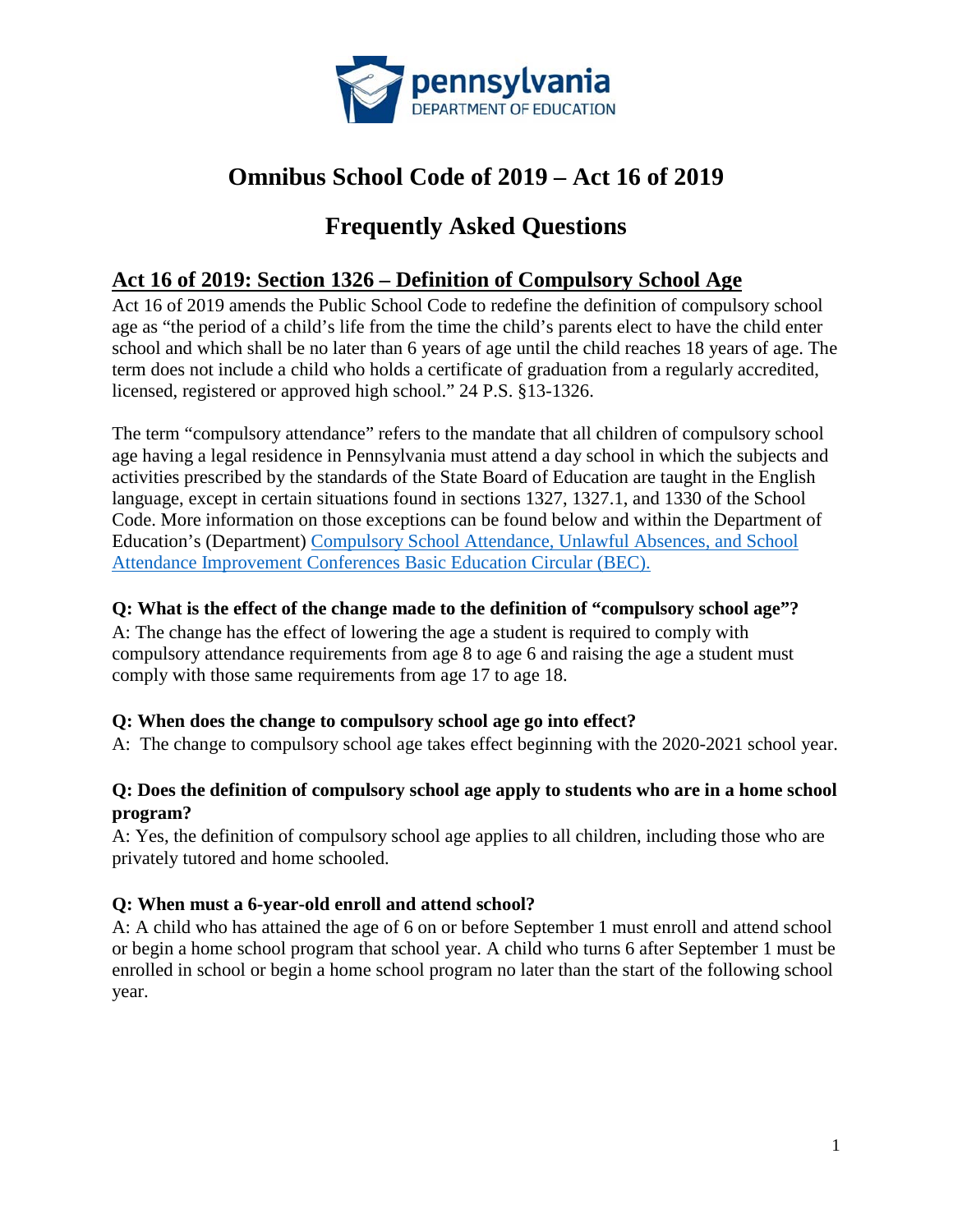# Omnibus School Code of 2019 – Act 16 of 2019

# Frequently Asked Questions

## Act 16 of 2019: Section 1326 – Definition of Compulsory School Age

Act 16 of 2019 amends the Public School Code to redefine the definition of compulsory school age as "the period of a child's life from the time the child's parents elect to have the child enter school and which shall be no later than 6 years of age until the child reaches 18 years of age. The term does not include a child who holds a certificate of graduation from a regularly accredited, licensed, registered or approved high school." 24 P.S. §13-1326.

The term "compulsory attendance" refers to the mandate that all children of compulsory school age having a legal residence in Pennsylvania must attend a day school in which the subjects and activities prescribed by the standards of the State Board of Education are taught in the English language, except in certain situations found in sections 1327, 1327.1, and 1330 of the School Code. More information on those exceptions can be found below and within the Department of Education's (Department) Compulsory School Attendance, Unlawful Absences, and School Attendance Improvement Conferences Basic Education Circular (BEC).

**Q: What is the effect of the change made to the definition of "compulsory school age"?**

A: The change has the effect of lowering the age a student is required to comply with compulsory attendance requirements from age 8 to age 6 and raising the age a student must comply with those same requirements from age 17 to age 18.

**Q: When does the change to compulsory school age go into effect?**

A: The change to compulsory school age takes effect beginning with the 2020-2021 school year.

**Q: Does the definition of compulsory school age apply to students who are in a home school program?**

A: Yes, the definition of compulsory school age applies to all children, including those who are privately tutored and home schooled.

**Q: When must a 6-year-old enroll and attend school?**

A: A child who has attained the age of 6 on or before September 1 must enroll and attend school or begin a home school program that school year. A child who turns 6 after September 1 must be enrolled in school or begin a home school program no later than the start of the following school year.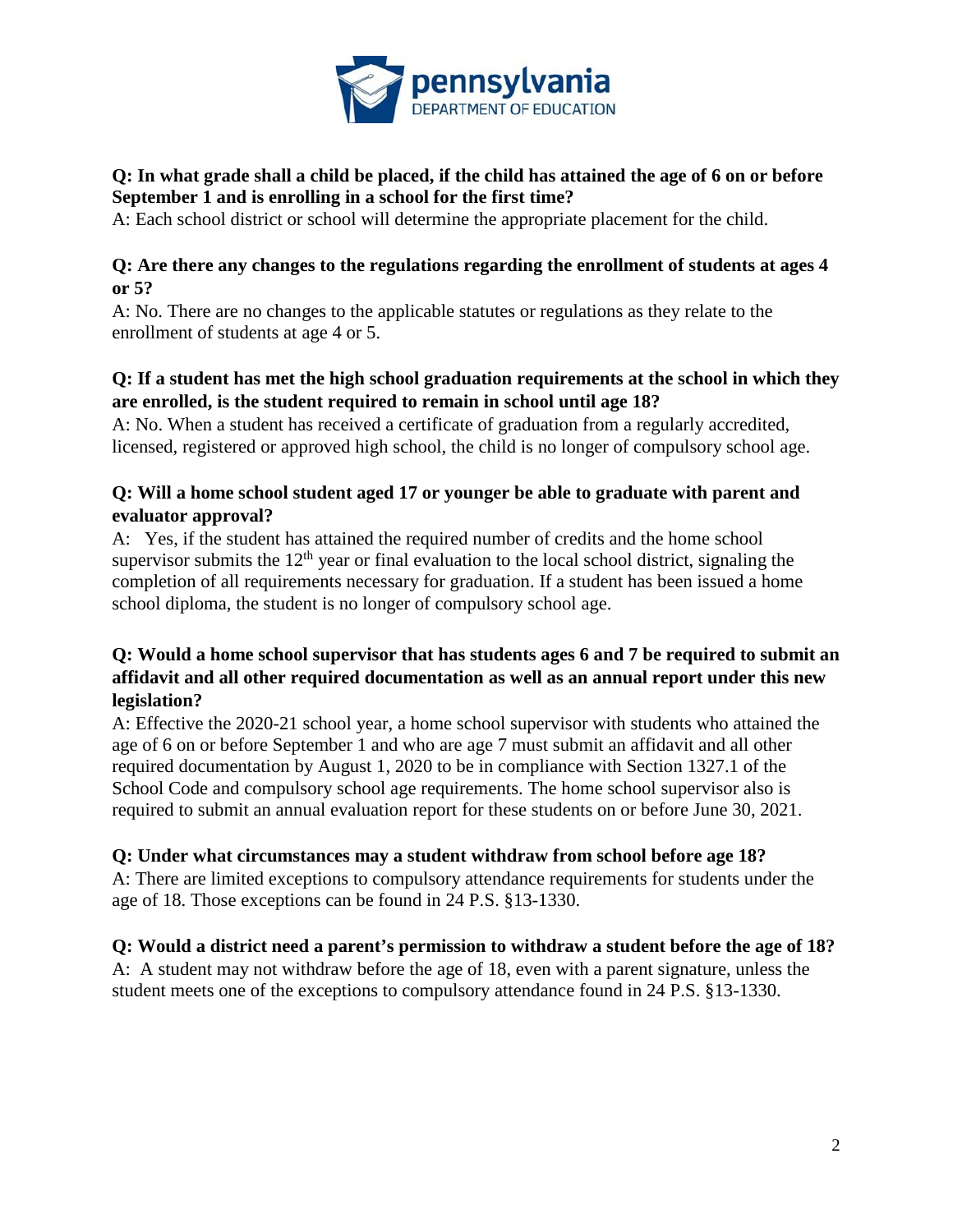**Q: In what grade shall a child be placed, if the child has attained the age of 6 on or before September 1 and is enrolling in a school for the first time?**

A: Each school district or school will determine the appropriate placement for the child.

**Q: Are there any changes to the regulations regarding the enrollment of students at ages 4 or 5?**

A: No. There are no changes to the applicable statutes or regulations as they relate to the enrollment of students at age 4 or 5.

**Q: If a student has met the high school graduation requirements at the school in which they are enrolled, is the student required to remain in school until age 18?**

A: No. When a student has received a certificate of graduation from a regularly accredited, licensed, registered or approved high school, the child is no longer of compulsory school age.

**Q: Will a home school student aged 17 or younger be able to graduate with parent and evaluator approval?**

A: Yes, if the student has attained the required number of credits and the home school supervisor submits the 12th year or final evaluation to the local school district, signaling the completion of all requirements necessary for graduation. If a student has been issued a home school diploma, the student is no longer of compulsory school age.

**Q: Would a home school supervisor that has students ages 6 and 7 be required to submit an affidavit and all other required documentation as well as an annual report under this new legislation?**

A: Effective the 2020-21 school year, a home school supervisor with students who attained the age of 6 on or before September 1 and who are age 7 must submit an affidavit and all other required documentation by August 1, 2020 to be in compliance with Section 1327.1 of the School Code and compulsory school age requirements. The home school supervisor also is required to submit an annual evaluation report for these students on or before June 30, 2021.

**Q: Under what circumstances may a student withdraw from school before age 18?**

A: There are limited exceptions to compulsory attendance requirements for students under the age of 18. Those exceptions can be found in 24 P.S. §13-1330.

**Q: Would a district need a parent's permission to withdraw a student before the age of 18?**

A: A student may not withdraw before the age of 18, even with a parent signature, unless the student meets one of the exceptions to compulsory attendance found in 24 P.S. §13-1330.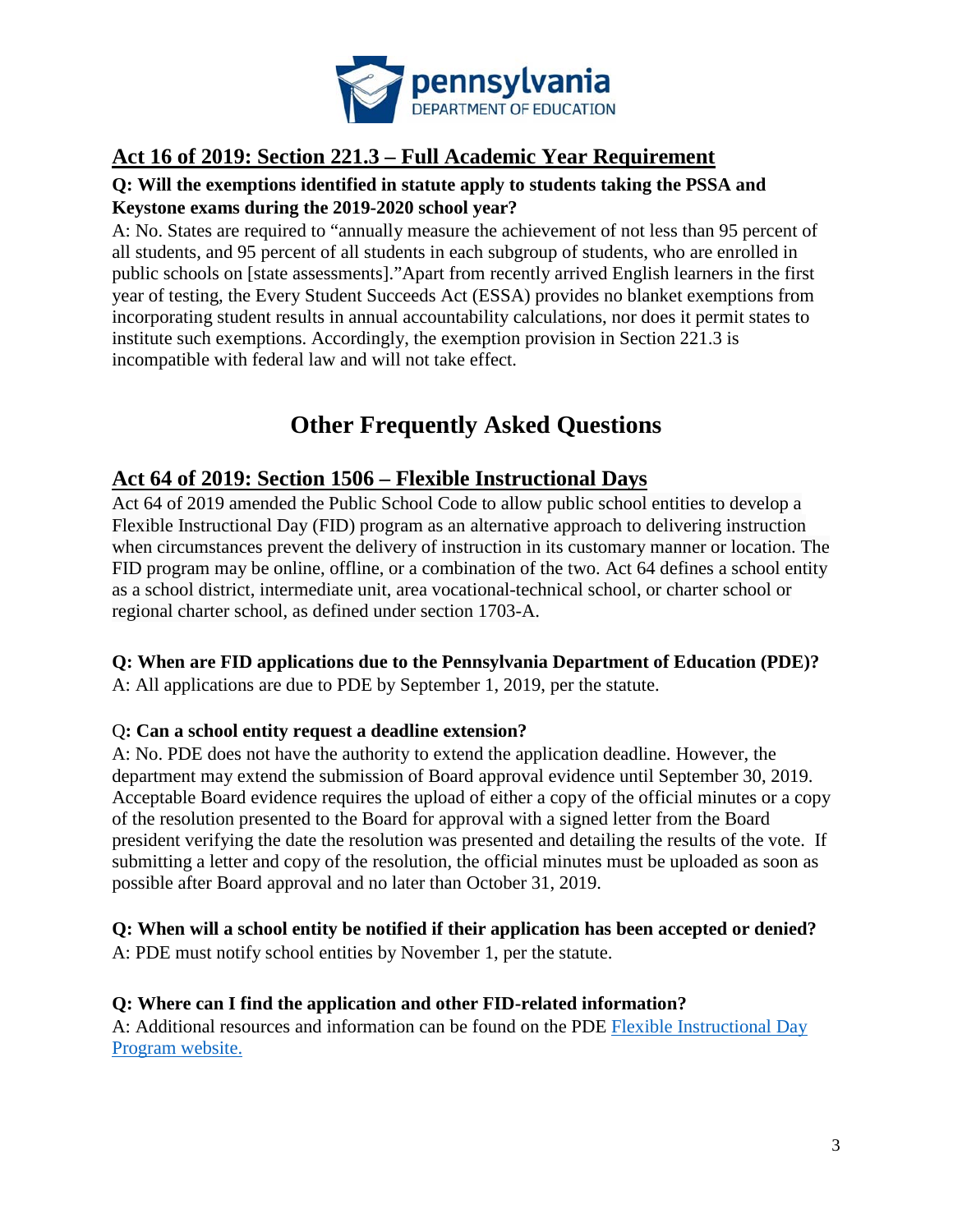## Act 16 of 2019: Section 221.3 – Full Academic Year Requirement

**Q: Will the exemptions identified in statute apply to students taking the PSSA and Keystone exams during the 2019-2020 school year?**

A: No. States are required to "annually measure the achievement of not less than 95 percent of all students, and 95 percent of all students in each subgroup of students, who are enrolled in public schools on [state assessments]."Apart from recently arrived English learners in the first year of testing, the Every Student Succeeds Act (ESSA) provides no blanket exemptions from incorporating student results in annual accountability calculations, nor does it permit states to institute such exemptions. Accordingly, the exemption provision in Section 221.3 is incompatible with federal law and will not take effect.

# Other Frequently Asked Questions

## Act 64 of 2019: Section 1506 – Flexible Instructional Days

Act 64 of 2019 amended the Public School Code to allow public school entities to develop a Flexible Instructional Day (FID) program as an alternative approach to delivering instruction when circumstances prevent the delivery of instruction in its customary manner or location. The FID program may be online, offline, or a combination of the two. Act 64 defines a school entity as a school district, intermediate unit, area vocational-technical school, or charter school or regional charter school, as defined under section 1703-A.

**Q: When are FID applications due to the Pennsylvania Department of Education (PDE)?**

A: All applications are due to PDE by September 1, 2019, per the statute.

Q**: Can a school entity request a deadline extension?**

A: No. PDE does not have the authority to extend the application deadline. However, the department may extend the submission of Board approval evidence until September 30, 2019. Acceptable Board evidence requires the upload of either a copy of the official minutes or a copy of the resolution presented to the Board for approval with a signed letter from the Board president verifying the date the resolution was presented and detailing the results of the vote. If submitting a letter and copy of the resolution, the official minutes must be uploaded as soon as possible after Board approval and no later than October 31, 2019.

**Q: When will a school entity be notified if their application has been accepted or denied?**

A: PDE must notify school entities by November 1, per the statute.

**Q: Where can I find the application and other FID-related information?**

A: Additional resources and information can be found on the PDE Flexible Instructional Day Program website.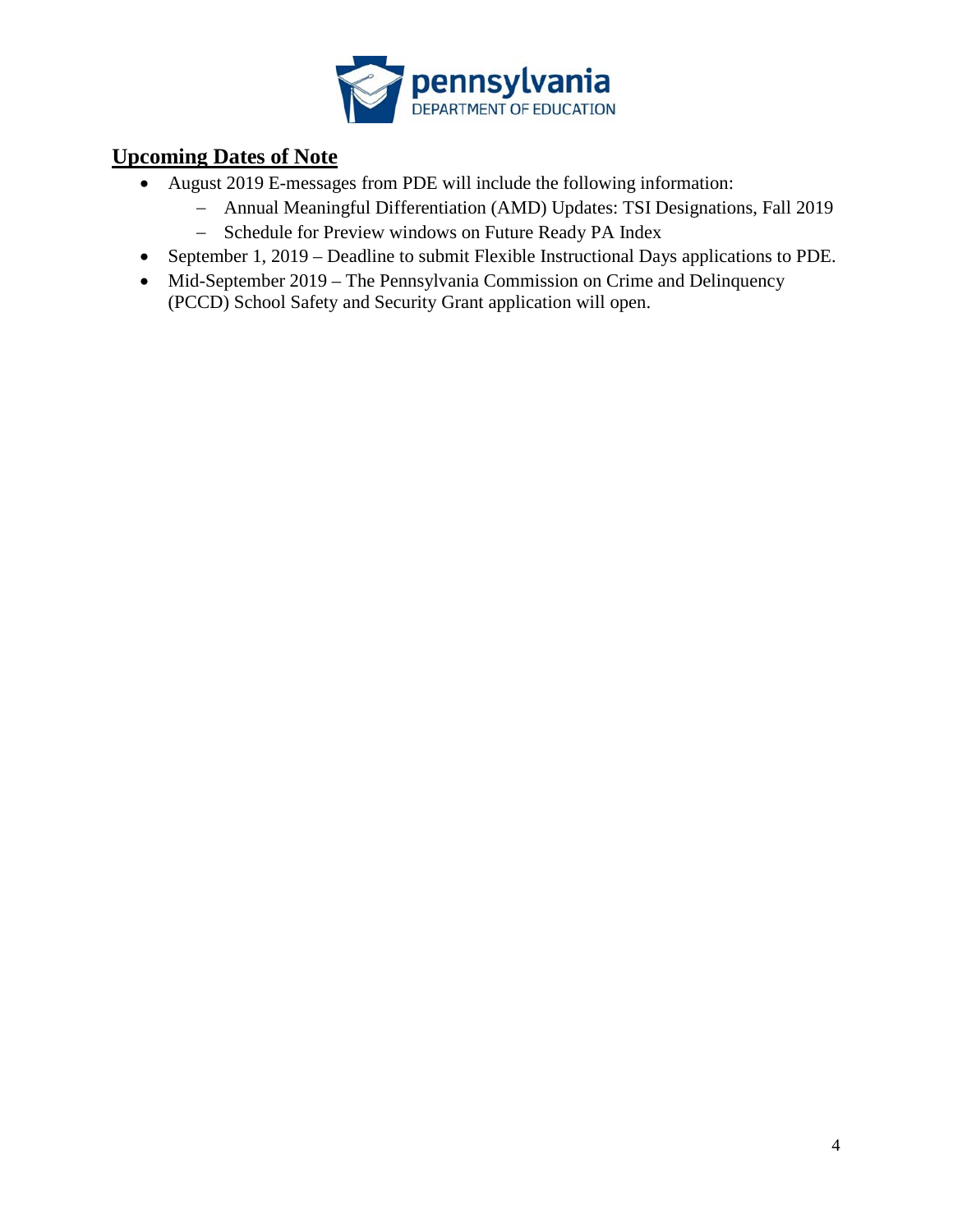## Upcoming Dates of Note

- August 2019 E-messages from PDE will include the following information:
  - Annual Meaningful Differentiation (AMD) Updates: TSI Designations, Fall 2019
  - Schedule for Preview windows on Future Ready PA Index
- September 1, 2019 – Deadline to submit Flexible Instructional Days applications to PDE.
- Mid-September 2019 – The Pennsylvania Commission on Crime and Delinquency (PCCD) School Safety and Security Grant application will open.